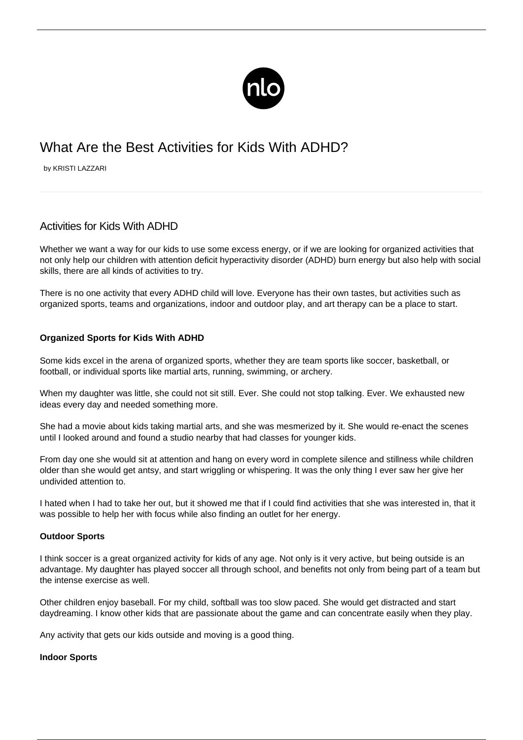# What Are the Best Activities for Kids With ADHD?

by KRISTI LAZZARI

## Activities for Kids With ADHD

Whether we want a way for our kids to use some excess energy, or if we are looking for organized activities that not only help our children with attention deficit hyperactivity disorder (ADHD) burn energy but also help with social skills, there are all kinds of activities to try.

There is no one activity that every ADHD child will love. Everyone has their own tastes, but activities such as organized sports, teams and organizations, indoor and outdoor play, and art therapy can be a place to start.

### Organized Sports for Kids With ADHD

Some kids excel in the arena of organized sports, whether they are team sports like soccer, basketball, or football, or individual sports like martial arts, running, swimming, or archery.

When my daughter was little, she could not sit still. Ever. She could not stop talking. Ever. We exhausted new ideas every day and needed something more.

She had a movie about kids taking martial arts, and she was mesmerized by it. She would re-enact the scenes until I looked around and found a studio nearby that had classes for younger kids.

From day one she would sit at attention and hang on every word in complete silence and stillness while children older than she would get antsy, and start wriggling or whispering. It was the only thing I ever saw her give her undivided attention to.

I hated when I had to take her out, but it showed me that if I could find activities that she was interested in, that it was possible to help her with focus while also finding an outlet for her energy.

#### Outdoor Sports

I think soccer is a great organized activity for kids of any age. Not only is it very active, but being outside is an advantage. My daughter has played soccer all through school, and benefits not only from being part of a team but the intense exercise as well.

Other children enjoy baseball. For my child, softball was too slow paced. She would get distracted and start daydreaming. I know other kids that are passionate about the game and can concentrate easily when they play.

Any activity that gets our kids outside and moving is a good thing.

#### Indoor Sports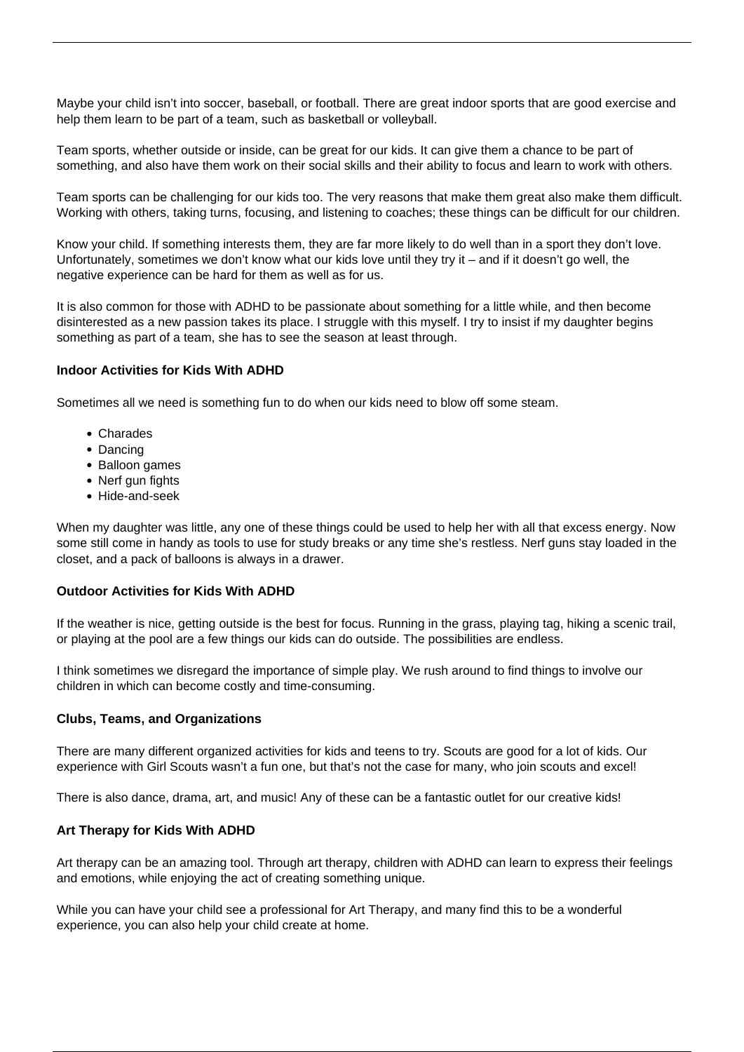Maybe your child isn't into soccer, baseball, or football. There are great indoor sports that are good exercise and help them learn to be part of a team, such as basketball or volleyball.

Team sports, whether outside or inside, can be great for our kids. It can give them a chance to be part of something, and also have them work on their social skills and their ability to focus and learn to work with others.

Team sports can be challenging for our kids too. The very reasons that make them great also make them difficult. Working with others, taking turns, focusing, and listening to coaches; these things can be difficult for our children.

Know your child. If something interests them, they are far more likely to do well than in a sport they don't love. Unfortunately, sometimes we don't know what our kids love until they try it – and if it doesn't go well, the negative experience can be hard for them as well as for us.

It is also common for those with ADHD to be passionate about something for a little while, and then become disinterested as a new passion takes its place. I struggle with this myself. I try to insist if my daughter begins something as part of a team, she has to see the season at least through.

### Indoor Activities for Kids With ADHD

Sometimes all we need is something fun to do when our kids need to blow off some steam.

- Charades
- Dancing
- Balloon games
- Nerf gun fights
- Hide-and-seek

When my daughter was little, any one of these things could be used to help her with all that excess energy. Now some still come in handy as tools to use for study breaks or any time she's restless. Nerf guns stay loaded in the closet, and a pack of balloons is always in a drawer.

### Outdoor Activities for Kids With ADHD

If the weather is nice, getting outside is the best for focus. Running in the grass, playing tag, hiking a scenic trail, or playing at the pool are a few things our kids can do outside. The possibilities are endless.

I think sometimes we disregard the importance of simple play. We rush around to find things to involve our children in which can become costly and time-consuming.

### Clubs, Teams, and Organizations

There are many different organized activities for kids and teens to try. Scouts are good for a lot of kids. Our experience with Girl Scouts wasn't a fun one, but that's not the case for many, who join scouts and excel!

There is also dance, drama, art, and music! Any of these can be a fantastic outlet for our creative kids!

### Art Therapy for Kids With ADHD

Art therapy can be an amazing tool. Through art therapy, children with ADHD can learn to express their feelings and emotions, while enjoying the act of creating something unique.

While you can have your child see a professional for Art Therapy, and many find this to be a wonderful experience, you can also help your child create at home.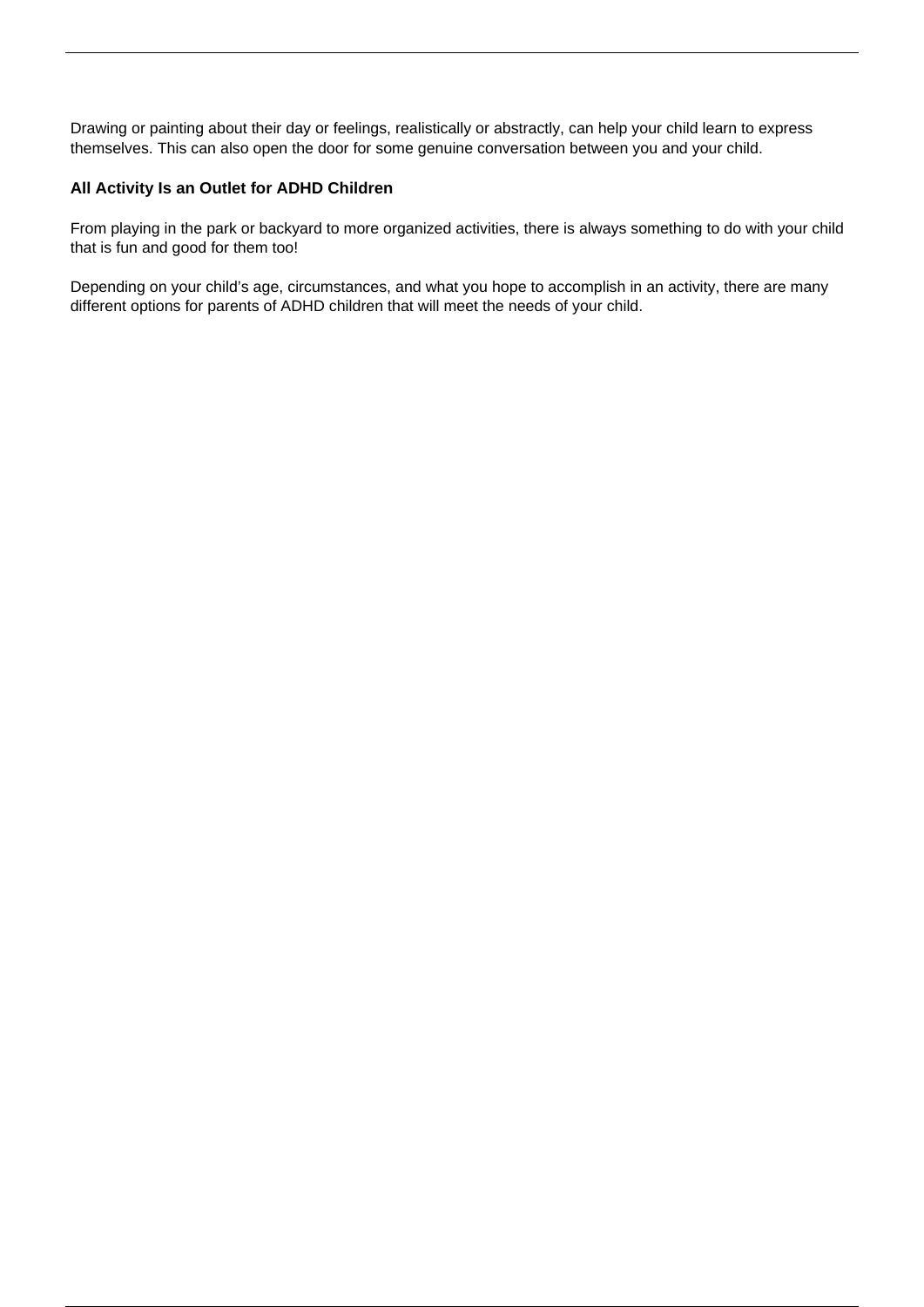Drawing or painting about their day or feelings, realistically or abstractly, can help your child learn to express themselves. This can also open the door for some genuine conversation between you and your child.

**All Activity Is an Outlet for ADHD Children**

From playing in the park or backyard to more organized activities, there is always something to do with your child that is fun and good for them too!

Depending on your child's age, circumstances, and what you hope to accomplish in an activity, there are many different options for parents of ADHD children that will meet the needs of your child.